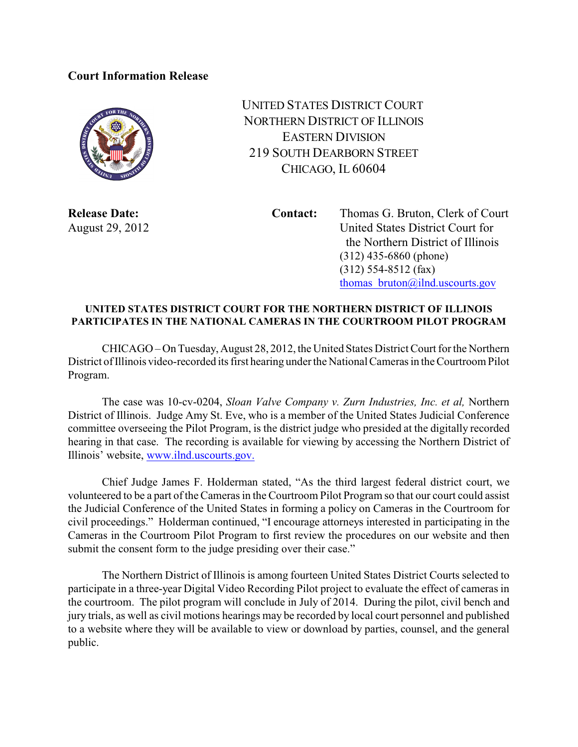**Court Information Release**

UNITED STATES DISTRICT COURT
NORTHERN DISTRICT OF ILLINOIS
EASTERN DIVISION
219 SOUTH DEARBORN STREET
CHICAGO, IL 60604

**Release Date:**
August 29, 2012

**Contact:** Thomas G. Bruton, Clerk of Court
United States District Court for the Northern District of Illinois
(312) 435-6860 (phone)
(312) 554-8512 (fax)
thomas_bruton@ilnd.uscourts.gov

**UNITED STATES DISTRICT COURT FOR THE NORTHERN DISTRICT OF ILLINOIS PARTICIPATES IN THE NATIONAL CAMERAS IN THE COURTROOM PILOT PROGRAM**

CHICAGO – On Tuesday, August 28, 2012, the United States District Court for the Northern District of Illinois video-recorded its first hearing under the National Cameras in the Courtroom Pilot Program.

The case was 10-cv-0204, *Sloan Valve Company v. Zurn Industries, Inc. et al,* Northern District of Illinois. Judge Amy St. Eve, who is a member of the United States Judicial Conference committee overseeing the Pilot Program, is the district judge who presided at the digitally recorded hearing in that case. The recording is available for viewing by accessing the Northern District of Illinois' website, www.ilnd.uscourts.gov.

Chief Judge James F. Holderman stated, "As the third largest federal district court, we volunteered to be a part of the Cameras in the Courtroom Pilot Program so that our court could assist the Judicial Conference of the United States in forming a policy on Cameras in the Courtroom for civil proceedings." Holderman continued, "I encourage attorneys interested in participating in the Cameras in the Courtroom Pilot Program to first review the procedures on our website and then submit the consent form to the judge presiding over their case."

The Northern District of Illinois is among fourteen United States District Courts selected to participate in a three-year Digital Video Recording Pilot project to evaluate the effect of cameras in the courtroom. The pilot program will conclude in July of 2014. During the pilot, civil bench and jury trials, as well as civil motions hearings may be recorded by local court personnel and published to a website where they will be available to view or download by parties, counsel, and the general public.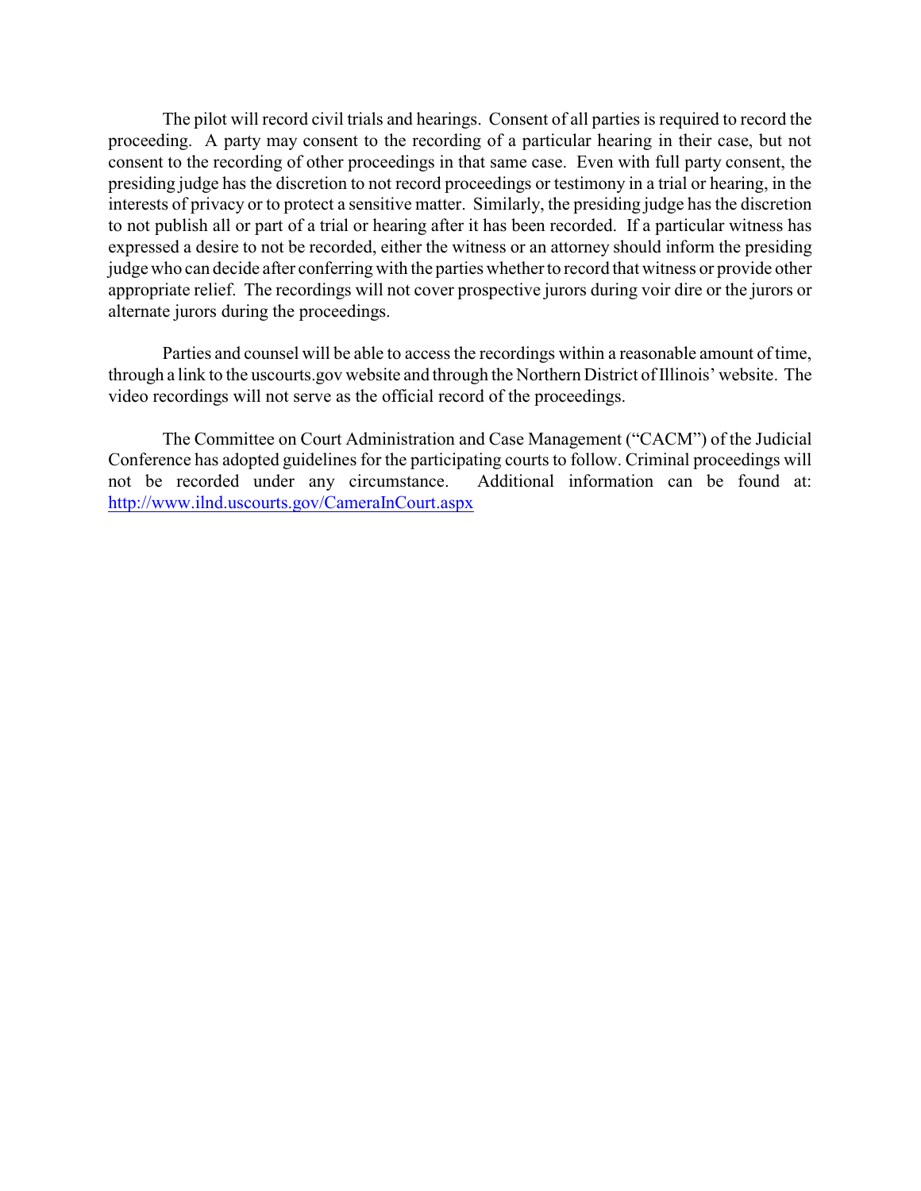The pilot will record civil trials and hearings. Consent of all parties is required to record the proceeding. A party may consent to the recording of a particular hearing in their case, but not consent to the recording of other proceedings in that same case. Even with full party consent, the presiding judge has the discretion to not record proceedings or testimony in a trial or hearing, in the interests of privacy or to protect a sensitive matter. Similarly, the presiding judge has the discretion to not publish all or part of a trial or hearing after it has been recorded. If a particular witness has expressed a desire to not be recorded, either the witness or an attorney should inform the presiding judge who can decide after conferring with the parties whether to record that witness or provide other appropriate relief. The recordings will not cover prospective jurors during voir dire or the jurors or alternate jurors during the proceedings.

Parties and counsel will be able to access the recordings within a reasonable amount of time, through a link to the uscourts.gov website and through the Northern District of Illinois' website. The video recordings will not serve as the official record of the proceedings.

The Committee on Court Administration and Case Management ("CACM") of the Judicial Conference has adopted guidelines for the participating courts to follow. Criminal proceedings will not be recorded under any circumstance. Additional information can be found at: http://www.ilnd.uscourts.gov/CameraInCourt.aspx